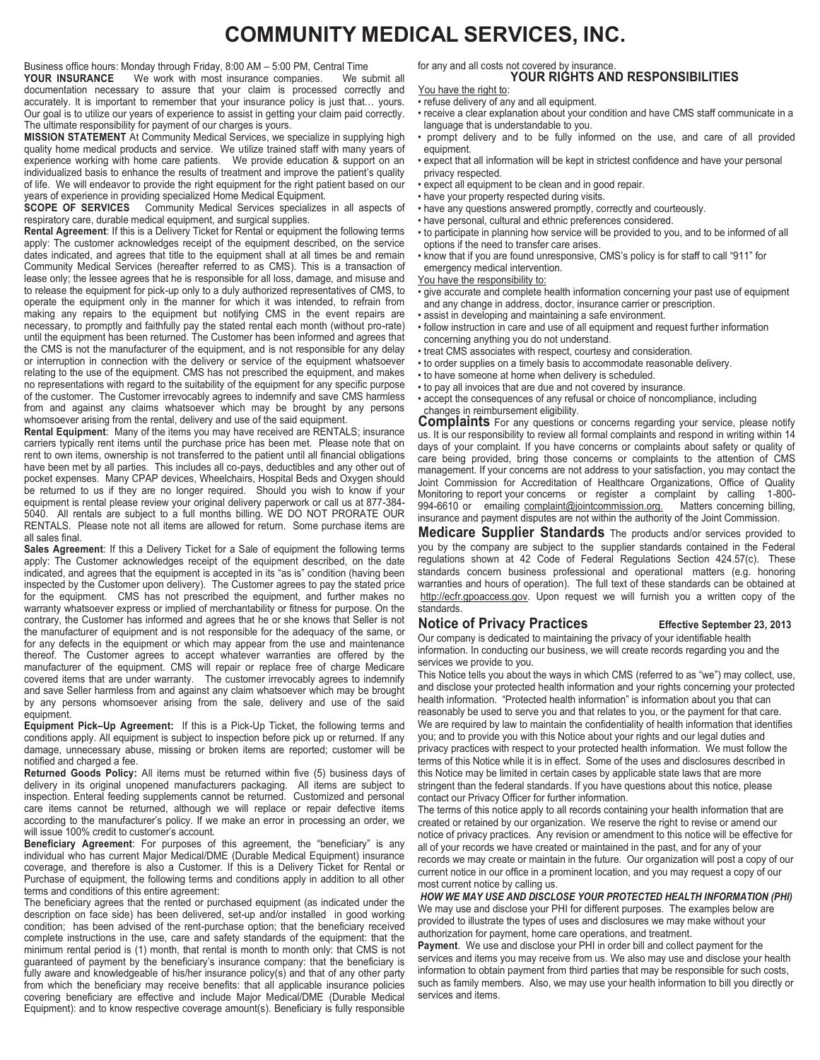# COMMUNITY MEDICAL SERVICES, INC.

Business office hours: Monday through Friday, 8:00 AM – 5:00 PM, Central Time

**YOUR INSURANCE** We work with most insurance companies. We submit all documentation necessary to assure that your claim is processed correctly and accurately. It is important to remember that your insurance policy is just that… yours. Our goal is to utilize our years of experience to assist in getting your claim paid correctly. The ultimate responsibility for payment of our charges is yours.

**MISSION STATEMENT** At Community Medical Services, we specialize in supplying high quality home medical products and service. We utilize trained staff with many years of experience working with home care patients. We provide education & support on an individualized basis to enhance the results of treatment and improve the patient's quality of life. We will endeavor to provide the right equipment for the right patient based on our years of experience in providing specialized Home Medical Equipment.

**SCOPE OF SERVICES** Community Medical Services specializes in all aspects of respiratory care, durable medical equipment, and surgical supplies.

**Rental Agreement**: If this is a Delivery Ticket for Rental or equipment the following terms apply: The customer acknowledges receipt of the equipment described, on the service dates indicated, and agrees that title to the equipment shall at all times be and remain Community Medical Services (hereafter referred to as CMS). This is a transaction of lease only; the lessee agrees that he is responsible for all loss, damage, and misuse and to release the equipment for pick-up only to a duly authorized representatives of CMS, to operate the equipment only in the manner for which it was intended, to refrain from making any repairs to the equipment but notifying CMS in the event repairs are necessary, to promptly and faithfully pay the stated rental each month (without pro-rate) until the equipment has been returned. The Customer has been informed and agrees that the CMS is not the manufacturer of the equipment, and is not responsible for any delay or interruption in connection with the delivery or service of the equipment whatsoever relating to the use of the equipment. CMS has not prescribed the equipment, and makes no representations with regard to the suitability of the equipment for any specific purpose of the customer. The Customer irrevocably agrees to indemnify and save CMS harmless from and against any claims whatsoever which may be brought by any persons whomsoever arising from the rental, delivery and use of the said equipment.

**Rental Equipment**: Many of the items you may have received are RENTALS; insurance carriers typically rent items until the purchase price has been met. Please note that on rent to own items, ownership is not transferred to the patient until all financial obligations have been met by all parties. This includes all co-pays, deductibles and any other out of pocket expenses. Many CPAP devices, Wheelchairs, Hospital Beds and Oxygen should be returned to us if they are no longer required. Should you wish to know if your equipment is rental please review your original delivery paperwork or call us at 877-384-5040. All rentals are subject to a full months billing. WE DO NOT PRORATE OUR RENTALS. Please note not all items are allowed for return. Some purchase items are all sales final.

**Sales Agreement**: If this a Delivery Ticket for a Sale of equipment the following terms apply: The Customer acknowledges receipt of the equipment described, on the date indicated, and agrees that the equipment is accepted in its "as is" condition (having been inspected by the Customer upon delivery). The Customer agrees to pay the stated price for the equipment. CMS has not prescribed the equipment, and further makes no warranty whatsoever express or implied of merchantability or fitness for purpose. On the contrary, the Customer has informed and agrees that he or she knows that Seller is not the manufacturer of equipment and is not responsible for the adequacy of the same, or for any defects in the equipment or which may appear from the use and maintenance thereof. The Customer agrees to accept whatever warranties are offered by the manufacturer of the equipment. CMS will repair or replace free of charge Medicare covered items that are under warranty. The customer irrevocably agrees to indemnify and save Seller harmless from and against any claim whatsoever which may be brought by any persons whomsoever arising from the sale, delivery and use of the said equipment.

**Equipment Pick–Up Agreement:** If this is a Pick-Up Ticket, the following terms and conditions apply. All equipment is subject to inspection before pick up or returned. If any damage, unnecessary abuse, missing or broken items are reported; customer will be notified and charged a fee.

**Returned Goods Policy:** All items must be returned within five (5) business days of delivery in its original unopened manufacturers packaging. All items are subject to inspection. Enteral feeding supplements cannot be returned. Customized and personal care items cannot be returned, although we will replace or repair defective items according to the manufacturer's policy. If we make an error in processing an order, we will issue 100% credit to customer's account.

**Beneficiary Agreement**: For purposes of this agreement, the "beneficiary" is any individual who has current Major Medical/DME (Durable Medical Equipment) insurance coverage, and therefore is also a Customer. If this is a Delivery Ticket for Rental or Purchase of equipment, the following terms and conditions apply in addition to all other terms and conditions of this entire agreement:

The beneficiary agrees that the rented or purchased equipment (as indicated under the description on face side) has been delivered, set-up and/or installed in good working condition; has been advised of the rent-purchase option; that the beneficiary received complete instructions in the use, care and safety standards of the equipment: that the minimum rental period is (1) month, that rental is month to month only: that CMS is not guaranteed of payment by the beneficiary's insurance company: that the beneficiary is fully aware and knowledgeable of his/her insurance policy(s) and that of any other party from which the beneficiary may receive benefits: that all applicable insurance policies covering beneficiary are effective and include Major Medical/DME (Durable Medical Equipment): and to know respective coverage amount(s). Beneficiary is fully responsible for any and all costs not covered by insurance.

## YOUR RIGHTS AND RESPONSIBILITIES

You have the right to:

- refuse delivery of any and all equipment.
- receive a clear explanation about your condition and have CMS staff communicate in a language that is understandable to you.
- prompt delivery and to be fully informed on the use, and care of all provided equipment.
- expect that all information will be kept in strictest confidence and have your personal privacy respected.
- expect all equipment to be clean and in good repair.
- have your property respected during visits.
- have any questions answered promptly, correctly and courteously.
- have personal, cultural and ethnic preferences considered.
- to participate in planning how service will be provided to you, and to be informed of all options if the need to transfer care arises.
- know that if you are found unresponsive, CMS's policy is for staff to call "911" for emergency medical intervention.

You have the responsibility to:

- give accurate and complete health information concerning your past use of equipment and any change in address, doctor, insurance carrier or prescription.
- assist in developing and maintaining a safe environment.
- follow instruction in care and use of all equipment and request further information concerning anything you do not understand.
- treat CMS associates with respect, courtesy and consideration.
- to order supplies on a timely basis to accommodate reasonable delivery.
- to have someone at home when delivery is scheduled.
- to pay all invoices that are due and not covered by insurance.
- accept the consequences of any refusal or choice of noncompliance, including changes in reimbursement eligibility.

**Complaints** For any questions or concerns regarding your service, please notify us. It is our responsibility to review all formal complaints and respond in writing within 14 days of your complaint. If you have concerns or complaints about safety or quality of care being provided, bring those concerns or complaints to the attention of CMS management. If your concerns are not address to your satisfaction, you may contact the Joint Commission for Accreditation of Healthcare Organizations, Office of Quality Monitoring to report your concerns or register a complaint by calling 1-800-994-6610 or emailing complaint@jointcommission.org. Matters concerning billing, insurance and payment disputes are not within the authority of the Joint Commission.

**Medicare Supplier Standards** The products and/or services provided to you by the company are subject to the supplier standards contained in the Federal regulations shown at 42 Code of Federal Regulations Section 424.57(c). These standards concern business professional and operational matters (e.g. honoring warranties and hours of operation). The full text of these standards can be obtained at http://ecfr.gpoaccess.gov. Upon request we will furnish you a written copy of the standards.

## Notice of Privacy Practices

**Effective September 23, 2013**

Our company is dedicated to maintaining the privacy of your identifiable health information. In conducting our business, we will create records regarding you and the services we provide to you.

This Notice tells you about the ways in which CMS (referred to as "we") may collect, use, and disclose your protected health information and your rights concerning your protected health information. "Protected health information" is information about you that can reasonably be used to serve you and that relates to you, or the payment for that care. We are required by law to maintain the confidentiality of health information that identifies you; and to provide you with this Notice about your rights and our legal duties and privacy practices with respect to your protected health information. We must follow the terms of this Notice while it is in effect. Some of the uses and disclosures described in this Notice may be limited in certain cases by applicable state laws that are more stringent than the federal standards. If you have questions about this notice, please contact our Privacy Officer for further information.

The terms of this notice apply to all records containing your health information that are created or retained by our organization. We reserve the right to revise or amend our notice of privacy practices. Any revision or amendment to this notice will be effective for all of your records we have created or maintained in the past, and for any of your records we may create or maintain in the future. Our organization will post a copy of our current notice in our office in a prominent location, and you may request a copy of our most current notice by calling us.

***HOW WE MAY USE AND DISCLOSE YOUR PROTECTED HEALTH INFORMATION (PHI)***

We may use and disclose your PHI for different purposes. The examples below are provided to illustrate the types of uses and disclosures we may make without your authorization for payment, home care operations, and treatment.

**Payment**. We use and disclose your PHI in order bill and collect payment for the services and items you may receive from us. We also may use and disclose your health information to obtain payment from third parties that may be responsible for such costs, such as family members. Also, we may use your health information to bill you directly or services and items.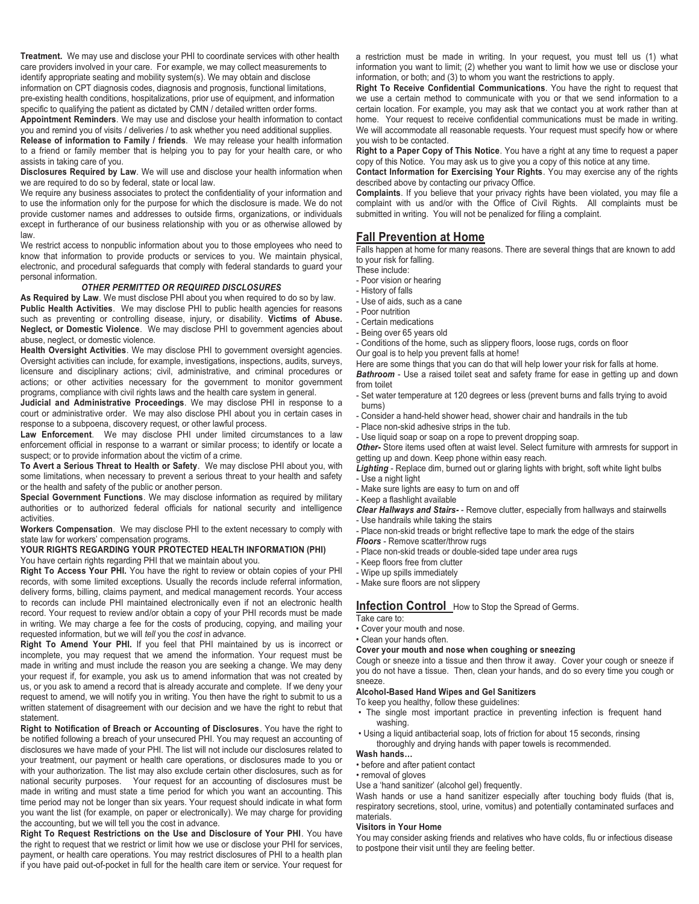**Treatment.** We may use and disclose your PHI to coordinate services with other health care providers involved in your care. For example, we may collect measurements to identify appropriate seating and mobility system(s). We may obtain and disclose information on CPT diagnosis codes, diagnosis and prognosis, functional limitations, pre-existing health conditions, hospitalizations, prior use of equipment, and information specific to qualifying the patient as dictated by CMN / detailed written order forms.

**Appointment Reminders**. We may use and disclose your health information to contact you and remind you of visits / deliveries / to ask whether you need additional supplies.

**Release of information to Family / friends**. We may release your health information to a friend or family member that is helping you to pay for your health care, or who assists in taking care of you.

**Disclosures Required by Law**. We will use and disclose your health information when we are required to do so by federal, state or local law.

We require any business associates to protect the confidentiality of your information and to use the information only for the purpose for which the disclosure is made. We do not provide customer names and addresses to outside firms, organizations, or individuals except in furtherance of our business relationship with you or as otherwise allowed by law.

We restrict access to nonpublic information about you to those employees who need to know that information to provide products or services to you. We maintain physical, electronic, and procedural safeguards that comply with federal standards to guard your personal information.

***OTHER PERMITTED OR REQUIRED DISCLOSURES***

**As Required by Law**. We must disclose PHI about you when required to do so by law.

**Public Health Activities**. We may disclose PHI to public health agencies for reasons such as preventing or controlling disease, injury, or disability. **Victims of Abuse. Neglect, or Domestic Violence**. We may disclose PHI to government agencies about abuse, neglect, or domestic violence.

**Health Oversight Activities**. We may disclose PHI to government oversight agencies. Oversight activities can include, for example, investigations, inspections, audits, surveys, licensure and disciplinary actions; civil, administrative, and criminal procedures or actions; or other activities necessary for the government to monitor government programs, compliance with civil rights laws and the health care system in general.

**Judicial and Administrative Proceedings**. We may disclose PHI in response to a court or administrative order. We may also disclose PHI about you in certain cases in response to a subpoena, discovery request, or other lawful process.

**Law Enforcement**. We may disclose PHI under limited circumstances to a law enforcement official in response to a warrant or similar process; to identify or locate a suspect; or to provide information about the victim of a crime.

**To Avert a Serious Threat to Health or Safety**. We may disclose PHI about you, with some limitations, when necessary to prevent a serious threat to your health and safety or the health and safety of the public or another person.

**Special Government Functions**. We may disclose information as required by military authorities or to authorized federal officials for national security and intelligence activities.

**Workers Compensation**. We may disclose PHI to the extent necessary to comply with state law for workers' compensation programs.

**YOUR RIGHTS REGARDING YOUR PROTECTED HEALTH INFORMATION (PHI)**

You have certain rights regarding PHI that we maintain about you.

**Right To Access Your PHI.** You have the right to review or obtain copies of your PHI records, with some limited exceptions. Usually the records include referral information, delivery forms, billing, claims payment, and medical management records. Your access to records can include PHI maintained electronically even if not an electronic health record. Your request to review and/or obtain a copy of your PHI records must be made in writing. We may charge a fee for the costs of producing, copying, and mailing your requested information, but we will *tell* you the *cost* in advance.

**Right To Amend Your PHI.** If you feel that PHI maintained by us is incorrect or incomplete, you may request that we amend the information. Your request must be made in writing and must include the reason you are seeking a change. We may deny your request if, for example, you ask us to amend information that was not created by us, or you ask to amend a record that is already accurate and complete. If we deny your request to amend, we will notify you in writing. You then have the right to submit to us a written statement of disagreement with our decision and we have the right to rebut that statement.

**Right to Notification of Breach or Accounting of Disclosures**. You have the right to be notified following a breach of your unsecured PHI. You may request an accounting of disclosures we have made of your PHI. The list will not include our disclosures related to your treatment, our payment or health care operations, or disclosures made to you or with your authorization. The list may also exclude certain other disclosures, such as for national security purposes. Your request for an accounting of disclosures must be made in writing and must state a time period for which you want an accounting. This time period may not be longer than six years. Your request should indicate in what form you want the list (for example, on paper or electronically). We may charge for providing the accounting, but we will tell you the cost in advance.

**Right To Request Restrictions on the Use and Disclosure of Your PHI**. You have the right to request that we restrict or limit how we use or disclose your PHI for services, payment, or health care operations. You may restrict disclosures of PHI to a health plan if you have paid out-of-pocket in full for the health care item or service. Your request for a restriction must be made in writing. In your request, you must tell us (1) what information you want to limit; (2) whether you want to limit how we use or disclose your information, or both; and (3) to whom you want the restrictions to apply.

**Right To Receive Confidential Communications**. You have the right to request that we use a certain method to communicate with you or that we send information to a certain location. For example, you may ask that we contact you at work rather than at home. Your request to receive confidential communications must be made in writing. We will accommodate all reasonable requests. Your request must specify how or where you wish to be contacted.

**Right to a Paper Copy of This Notice**. You have a right at any time to request a paper copy of this Notice. You may ask us to give you a copy of this notice at any time.

**Contact Information for Exercising Your Rights**. You may exercise any of the rights described above by contacting our privacy Office.

**Complaints**. If you believe that your privacy rights have been violated, you may file a complaint with us and/or with the Office of Civil Rights. All complaints must be submitted in writing. You will not be penalized for filing a complaint.

## Fall Prevention at Home

Falls happen at home for many reasons. There are several things that are known to add to your risk for falling.

These include:

- Poor vision or hearing
- History of falls
- Use of aids, such as a cane
- Poor nutrition
- Certain medications
- Being over 65 years old
- Conditions of the home, such as slippery floors, loose rugs, cords on floor

Our goal is to help you prevent falls at home!

Here are some things that you can do that will help lower your risk for falls at home.

***Bathroom*** - Use a raised toilet seat and safety frame for ease in getting up and down from toilet

- Set water temperature at 120 degrees or less (prevent burns and falls trying to avoid burns)
- Consider a hand-held shower head, shower chair and handrails in the tub
- Place non-skid adhesive strips in the tub.
- Use liquid soap or soap on a rope to prevent dropping soap.

***Other-*** Store items used often at waist level. Select furniture with armrests for support in getting up and down. Keep phone within easy reach.

***Lighting*** - Replace dim, burned out or glaring lights with bright, soft white light bulbs

- Use a night light
- Make sure lights are easy to turn on and off
- Keep a flashlight available

***Clear Hallways and Stairs-*** - Remove clutter, especially from hallways and stairwells

- Use handrails while taking the stairs
- Place non-skid treads or bright reflective tape to mark the edge of the stairs

***Floors*** - Remove scatter/throw rugs

- Place non-skid treads or double-sided tape under area rugs
- Keep floors free from clutter
- Wipe up spills immediately
- Make sure floors are not slippery

## Infection Control

How to Stop the Spread of Germs.

Take care to:

- Cover your mouth and nose.
- Clean your hands often.

**Cover your mouth and nose when coughing or sneezing**

Cough or sneeze into a tissue and then throw it away. Cover your cough or sneeze if you do not have a tissue. Then, clean your hands, and do so every time you cough or sneeze.

**Alcohol-Based Hand Wipes and Gel Sanitizers**

To keep you healthy, follow these guidelines:

- The single most important practice in preventing infection is frequent hand washing.
- Using a liquid antibacterial soap, lots of friction for about 15 seconds, rinsing thoroughly and drying hands with paper towels is recommended.

**Wash hands…**

- before and after patient contact
- removal of gloves

Use a 'hand sanitizer' (alcohol gel) frequently.

Wash hands or use a hand sanitizer especially after touching body fluids (that is, respiratory secretions, stool, urine, vomitus) and potentially contaminated surfaces and materials.

**Visitors in Your Home**

You may consider asking friends and relatives who have colds, flu or infectious disease to postpone their visit until they are feeling better.